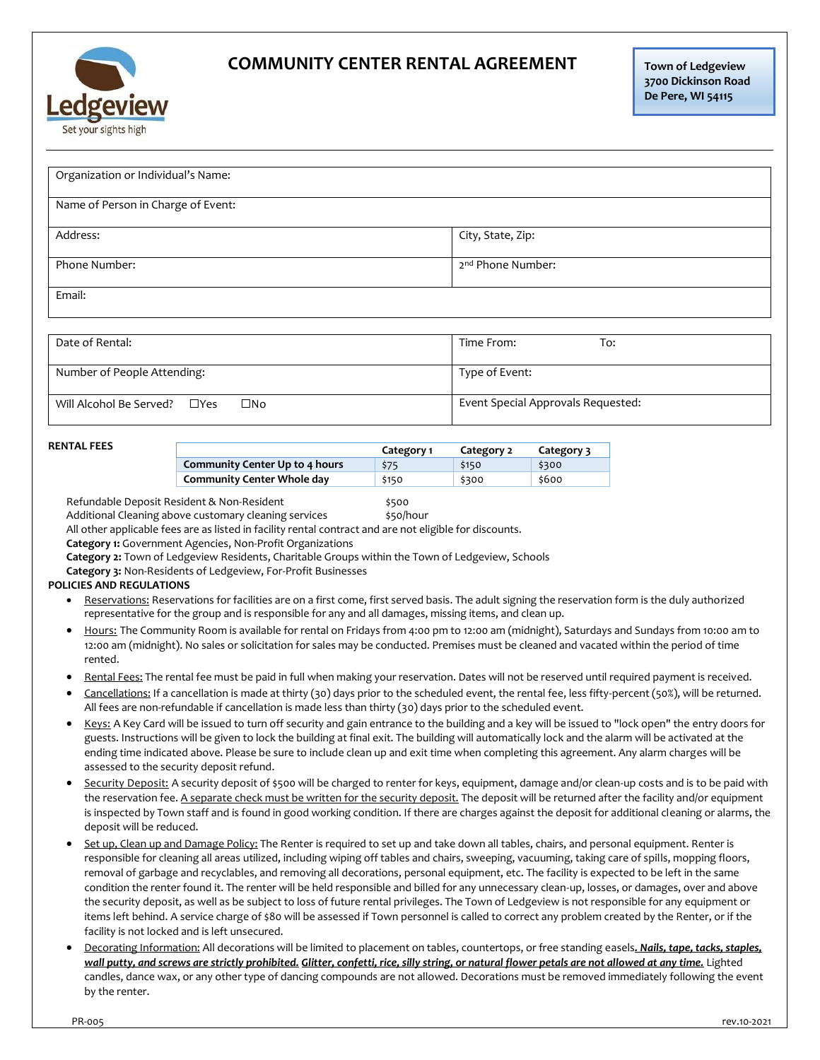# COMMUNITY CENTER RENTAL AGREEMENT

**Town of Ledgeview**
**3700 Dickinson Road**
**De Pere, WI 54115**

| Organization or Individual's Name: | |
|---|---|
| Name of Person in Charge of Event: | |
| Address: | City, State, Zip: |
| Phone Number: | 2nd Phone Number: |
| Email: | |

| Date of Rental: | Time From: To: |
|---|---|
| Number of People Attending: | Type of Event: |
| Will Alcohol Be Served? ☐Yes ☐No | Event Special Approvals Requested: |

**RENTAL FEES**

| | Category 1 | Category 2 | Category 3 |
|---|---|---|---|
| **Community Center Up to 4 hours** | $75 | $150 | $300 |
| **Community Center Whole day** | $150 | $300 | $600 |

Refundable Deposit Resident & Non-Resident $500
Additional Cleaning above customary cleaning services $50/hour
All other applicable fees are as listed in facility rental contract and are not eligible for discounts.
**Category 1:** Government Agencies, Non-Profit Organizations
**Category 2:** Town of Ledgeview Residents, Charitable Groups within the Town of Ledgeview, Schools
**Category 3:** Non-Residents of Ledgeview, For-Profit Businesses

**POLICIES AND REGULATIONS**

- Reservations: Reservations for facilities are on a first come, first served basis. The adult signing the reservation form is the duly authorized representative for the group and is responsible for any and all damages, missing items, and clean up.
- Hours: The Community Room is available for rental on Fridays from 4:00 pm to 12:00 am (midnight), Saturdays and Sundays from 10:00 am to 12:00 am (midnight). No sales or solicitation for sales may be conducted. Premises must be cleaned and vacated within the period of time rented.
- Rental Fees: The rental fee must be paid in full when making your reservation. Dates will not be reserved until required payment is received.
- Cancellations: If a cancellation is made at thirty (30) days prior to the scheduled event, the rental fee, less fifty-percent (50%), will be returned. All fees are non-refundable if cancellation is made less than thirty (30) days prior to the scheduled event.
- Keys: A Key Card will be issued to turn off security and gain entrance to the building and a key will be issued to "lock open" the entry doors for guests. Instructions will be given to lock the building at final exit. The building will automatically lock and the alarm will be activated at the ending time indicated above. Please be sure to include clean up and exit time when completing this agreement. Any alarm charges will be assessed to the security deposit refund.
- Security Deposit: A security deposit of $500 will be charged to renter for keys, equipment, damage and/or clean-up costs and is to be paid with the reservation fee. A separate check must be written for the security deposit. The deposit will be returned after the facility and/or equipment is inspected by Town staff and is found in good working condition. If there are charges against the deposit for additional cleaning or alarms, the deposit will be reduced.
- Set up, Clean up and Damage Policy: The Renter is required to set up and take down all tables, chairs, and personal equipment. Renter is responsible for cleaning all areas utilized, including wiping off tables and chairs, sweeping, vacuuming, taking care of spills, mopping floors, removal of garbage and recyclables, and removing all decorations, personal equipment, etc. The facility is expected to be left in the same condition the renter found it. The renter will be held responsible and billed for any unnecessary clean-up, losses, or damages, over and above the security deposit, as well as be subject to loss of future rental privileges. The Town of Ledgeview is not responsible for any equipment or items left behind. A service charge of $80 will be assessed if Town personnel is called to correct any problem created by the Renter, or if the facility is not locked and is left unsecured.
- Decorating Information: All decorations will be limited to placement on tables, countertops, or free standing easels. ***Nails, tape, tacks, staples, wall putty, and screws are strictly prohibited. Glitter, confetti, rice, silly string, or natural flower petals are not allowed at any time.*** Lighted candles, dance wax, or any other type of dancing compounds are not allowed. Decorations must be removed immediately following the event by the renter.

PR-005 rev.10-2021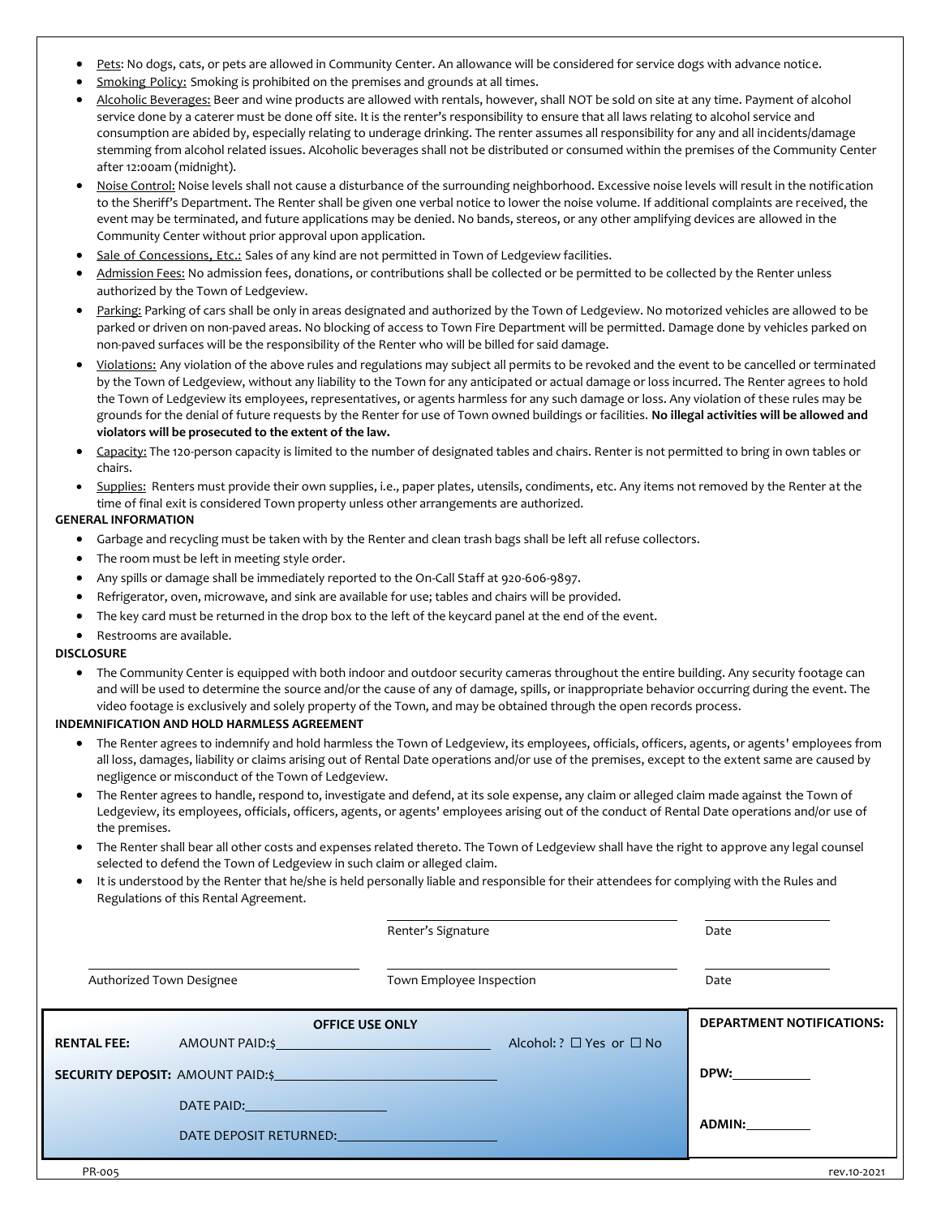- Pets: No dogs, cats, or pets are allowed in Community Center. An allowance will be considered for service dogs with advance notice.
- Smoking Policy: Smoking is prohibited on the premises and grounds at all times.
- Alcoholic Beverages: Beer and wine products are allowed with rentals, however, shall NOT be sold on site at any time. Payment of alcohol service done by a caterer must be done off site. It is the renter's responsibility to ensure that all laws relating to alcohol service and consumption are abided by, especially relating to underage drinking. The renter assumes all responsibility for any and all incidents/damage stemming from alcohol related issues. Alcoholic beverages shall not be distributed or consumed within the premises of the Community Center after 12:00am (midnight).
- Noise Control: Noise levels shall not cause a disturbance of the surrounding neighborhood. Excessive noise levels will result in the notification to the Sheriff's Department. The Renter shall be given one verbal notice to lower the noise volume. If additional complaints are received, the event may be terminated, and future applications may be denied. No bands, stereos, or any other amplifying devices are allowed in the Community Center without prior approval upon application.
- Sale of Concessions, Etc.: Sales of any kind are not permitted in Town of Ledgeview facilities.
- Admission Fees: No admission fees, donations, or contributions shall be collected or be permitted to be collected by the Renter unless authorized by the Town of Ledgeview.
- Parking: Parking of cars shall be only in areas designated and authorized by the Town of Ledgeview. No motorized vehicles are allowed to be parked or driven on non-paved areas. No blocking of access to Town Fire Department will be permitted. Damage done by vehicles parked on non-paved surfaces will be the responsibility of the Renter who will be billed for said damage.
- Violations: Any violation of the above rules and regulations may subject all permits to be revoked and the event to be cancelled or terminated by the Town of Ledgeview, without any liability to the Town for any anticipated or actual damage or loss incurred. The Renter agrees to hold the Town of Ledgeview its employees, representatives, or agents harmless for any such damage or loss. Any violation of these rules may be grounds for the denial of future requests by the Renter for use of Town owned buildings or facilities. **No illegal activities will be allowed and violators will be prosecuted to the extent of the law.**
- Capacity: The 120-person capacity is limited to the number of designated tables and chairs. Renter is not permitted to bring in own tables or chairs.
- Supplies: Renters must provide their own supplies, i.e., paper plates, utensils, condiments, etc. Any items not removed by the Renter at the time of final exit is considered Town property unless other arrangements are authorized.

**GENERAL INFORMATION**

- Garbage and recycling must be taken with by the Renter and clean trash bags shall be left all refuse collectors.
- The room must be left in meeting style order.
- Any spills or damage shall be immediately reported to the On-Call Staff at 920-606-9897.
- Refrigerator, oven, microwave, and sink are available for use; tables and chairs will be provided.
- The key card must be returned in the drop box to the left of the keycard panel at the end of the event.
- Restrooms are available.

**DISCLOSURE**

- The Community Center is equipped with both indoor and outdoor security cameras throughout the entire building. Any security footage can and will be used to determine the source and/or the cause of any of damage, spills, or inappropriate behavior occurring during the event. The video footage is exclusively and solely property of the Town, and may be obtained through the open records process.

**INDEMNIFICATION AND HOLD HARMLESS AGREEMENT**

- The Renter agrees to indemnify and hold harmless the Town of Ledgeview, its employees, officials, officers, agents, or agents' employees from all loss, damages, liability or claims arising out of Rental Date operations and/or use of the premises, except to the extent same are caused by negligence or misconduct of the Town of Ledgeview.
- The Renter agrees to handle, respond to, investigate and defend, at its sole expense, any claim or alleged claim made against the Town of Ledgeview, its employees, officials, officers, agents, or agents' employees arising out of the conduct of Rental Date operations and/or use of the premises.
- The Renter shall bear all other costs and expenses related thereto. The Town of Ledgeview shall have the right to approve any legal counsel selected to defend the Town of Ledgeview in such claim or alleged claim.
- It is understood by the Renter that he/she is held personally liable and responsible for their attendees for complying with the Rules and Regulations of this Rental Agreement.

Renter's Signature ____________________ Date __________

Authorized Town Designee ____________________ Town Employee Inspection ____________________ Date __________

**OFFICE USE ONLY**

**RENTAL FEE:** AMOUNT PAID:$____________________ Alcohol: ? ☐ Yes or ☐ No

**SECURITY DEPOSIT:** AMOUNT PAID:$____________________

DATE PAID:______________

DATE DEPOSIT RETURNED:______________

**DEPARTMENT NOTIFICATIONS:**

**DPW:**__________

**ADMIN:**__________

PR-005 rev.10-2021